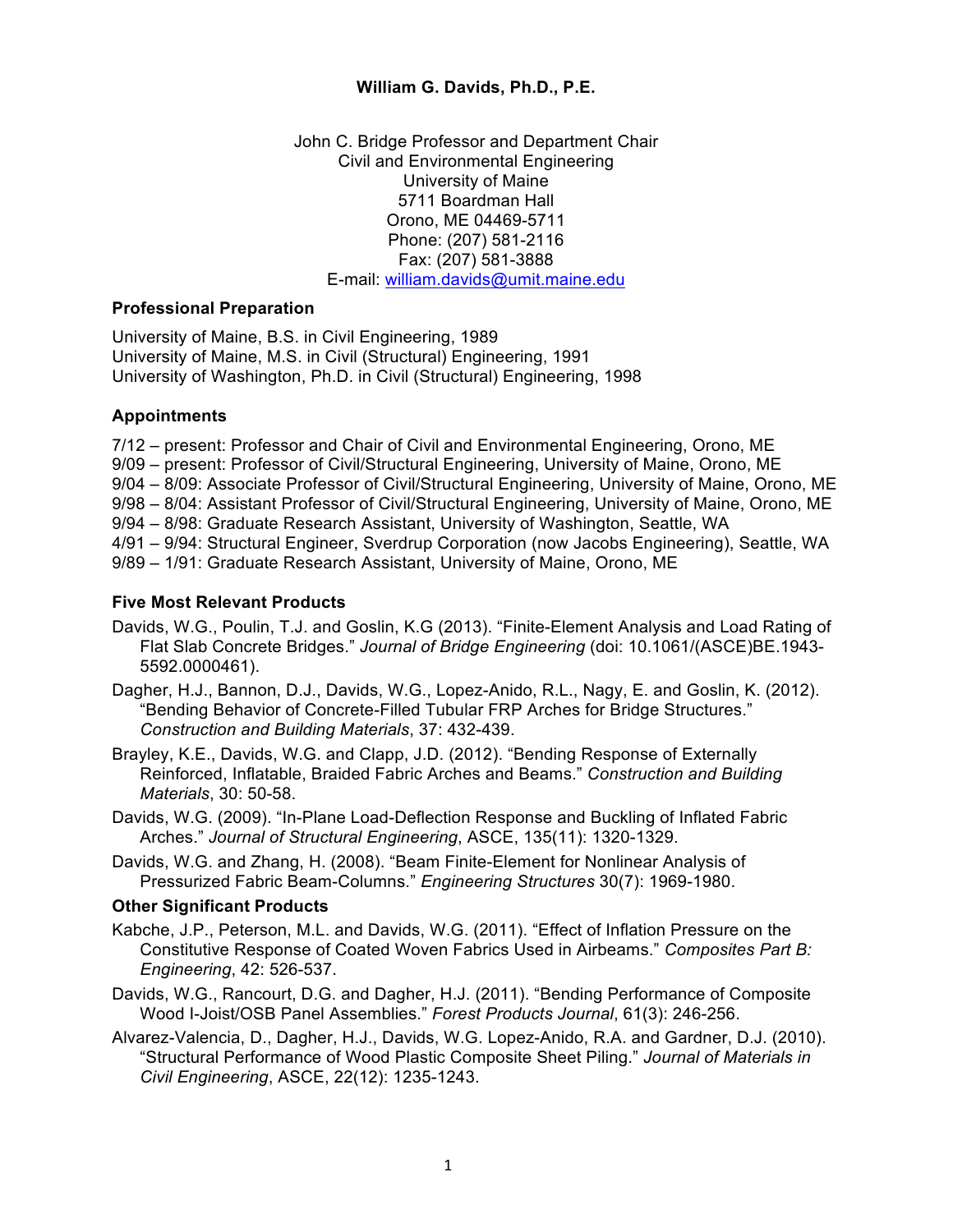# William G. Davids, Ph.D., P.E.

John C. Bridge Professor and Department Chair
Civil and Environmental Engineering
University of Maine
5711 Boardman Hall
Orono, ME 04469-5711
Phone: (207) 581-2116
Fax: (207) 581-3888
E-mail: william.davids@umit.maine.edu

## Professional Preparation

University of Maine, B.S. in Civil Engineering, 1989
University of Maine, M.S. in Civil (Structural) Engineering, 1991
University of Washington, Ph.D. in Civil (Structural) Engineering, 1998

## Appointments

7/12 – present: Professor and Chair of Civil and Environmental Engineering, Orono, ME
9/09 – present: Professor of Civil/Structural Engineering, University of Maine, Orono, ME
9/04 – 8/09: Associate Professor of Civil/Structural Engineering, University of Maine, Orono, ME
9/98 – 8/04: Assistant Professor of Civil/Structural Engineering, University of Maine, Orono, ME
9/94 – 8/98: Graduate Research Assistant, University of Washington, Seattle, WA
4/91 – 9/94: Structural Engineer, Sverdrup Corporation (now Jacobs Engineering), Seattle, WA
9/89 – 1/91: Graduate Research Assistant, University of Maine, Orono, ME

## Five Most Relevant Products

Davids, W.G., Poulin, T.J. and Goslin, K.G (2013). "Finite-Element Analysis and Load Rating of Flat Slab Concrete Bridges." *Journal of Bridge Engineering* (doi: 10.1061/(ASCE)BE.1943-5592.0000461).

Dagher, H.J., Bannon, D.J., Davids, W.G., Lopez-Anido, R.L., Nagy, E. and Goslin, K. (2012). "Bending Behavior of Concrete-Filled Tubular FRP Arches for Bridge Structures." *Construction and Building Materials*, 37: 432-439.

Brayley, K.E., Davids, W.G. and Clapp, J.D. (2012). "Bending Response of Externally Reinforced, Inflatable, Braided Fabric Arches and Beams." *Construction and Building Materials*, 30: 50-58.

Davids, W.G. (2009). "In-Plane Load-Deflection Response and Buckling of Inflated Fabric Arches." *Journal of Structural Engineering*, ASCE, 135(11): 1320-1329.

Davids, W.G. and Zhang, H. (2008). "Beam Finite-Element for Nonlinear Analysis of Pressurized Fabric Beam-Columns." *Engineering Structures* 30(7): 1969-1980.

## Other Significant Products

Kabche, J.P., Peterson, M.L. and Davids, W.G. (2011). "Effect of Inflation Pressure on the Constitutive Response of Coated Woven Fabrics Used in Airbeams." *Composites Part B: Engineering*, 42: 526-537.

Davids, W.G., Rancourt, D.G. and Dagher, H.J. (2011). "Bending Performance of Composite Wood I-Joist/OSB Panel Assemblies." *Forest Products Journal*, 61(3): 246-256.

Alvarez-Valencia, D., Dagher, H.J., Davids, W.G. Lopez-Anido, R.A. and Gardner, D.J. (2010). "Structural Performance of Wood Plastic Composite Sheet Piling." *Journal of Materials in Civil Engineering*, ASCE, 22(12): 1235-1243.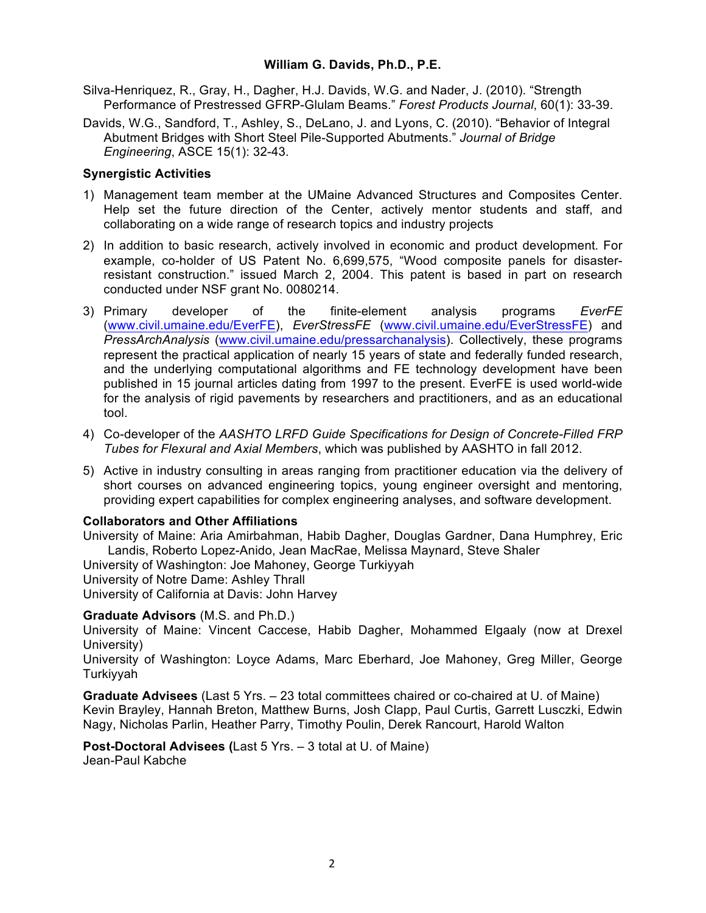Silva-Henriquez, R., Gray, H., Dagher, H.J. Davids, W.G. and Nader, J. (2010). "Strength Performance of Prestressed GFRP-Glulam Beams." *Forest Products Journal*, 60(1): 33-39.

Davids, W.G., Sandford, T., Ashley, S., DeLano, J. and Lyons, C. (2010). "Behavior of Integral Abutment Bridges with Short Steel Pile-Supported Abutments." *Journal of Bridge Engineering*, ASCE 15(1): 32-43.

**Synergistic Activities**

1) Management team member at the UMaine Advanced Structures and Composites Center. Help set the future direction of the Center, actively mentor students and staff, and collaborating on a wide range of research topics and industry projects
2) In addition to basic research, actively involved in economic and product development. For example, co-holder of US Patent No. 6,699,575, "Wood composite panels for disaster-resistant construction." issued March 2, 2004. This patent is based in part on research conducted under NSF grant No. 0080214.
3) Primary developer of the finite-element analysis programs *EverFE* (www.civil.umaine.edu/EverFE), *EverStressFE* (www.civil.umaine.edu/EverStressFE) and *PressArchAnalysis* (www.civil.umaine.edu/pressarchanalysis). Collectively, these programs represent the practical application of nearly 15 years of state and federally funded research, and the underlying computational algorithms and FE technology development have been published in 15 journal articles dating from 1997 to the present. EverFE is used world-wide for the analysis of rigid pavements by researchers and practitioners, and as an educational tool.
4) Co-developer of the *AASHTO LRFD Guide Specifications for Design of Concrete-Filled FRP Tubes for Flexural and Axial Members*, which was published by AASHTO in fall 2012.
5) Active in industry consulting in areas ranging from practitioner education via the delivery of short courses on advanced engineering topics, young engineer oversight and mentoring, providing expert capabilities for complex engineering analyses, and software development.

**Collaborators and Other Affiliations**

University of Maine: Aria Amirbahman, Habib Dagher, Douglas Gardner, Dana Humphrey, Eric Landis, Roberto Lopez-Anido, Jean MacRae, Melissa Maynard, Steve Shaler
University of Washington: Joe Mahoney, George Turkiyyah
University of Notre Dame: Ashley Thrall
University of California at Davis: John Harvey

**Graduate Advisors** (M.S. and Ph.D.)

University of Maine: Vincent Caccese, Habib Dagher, Mohammed Elgaaly (now at Drexel University)
University of Washington: Loyce Adams, Marc Eberhard, Joe Mahoney, Greg Miller, George Turkiyyah

**Graduate Advisees** (Last 5 Yrs. – 23 total committees chaired or co-chaired at U. of Maine)
Kevin Brayley, Hannah Breton, Matthew Burns, Josh Clapp, Paul Curtis, Garrett Lusczki, Edwin Nagy, Nicholas Parlin, Heather Parry, Timothy Poulin, Derek Rancourt, Harold Walton

**Post-Doctoral Advisees (**Last 5 Yrs. – 3 total at U. of Maine)
Jean-Paul Kabche